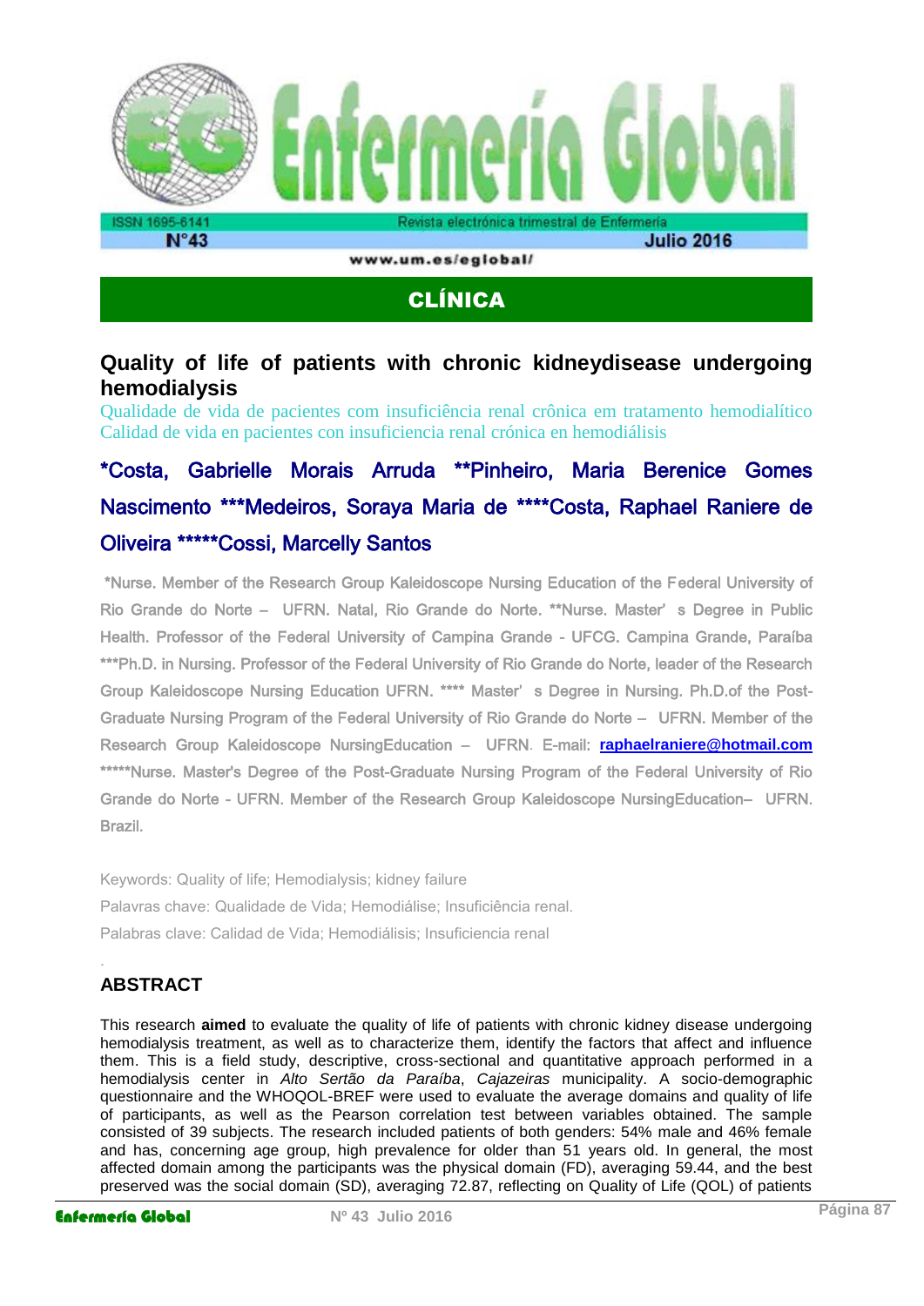## CLÍNICA

# Quality of life of patients with chronic kidneydisease undergoing hemodialysis

Qualidade de vida de pacientes com insuficiência renal crônica em tratamento hemodialítico

Calidad de vida en pacientes con insuficiencia renal crónica en hemodiálisis

**\*Costa, Gabrielle Morais Arruda \*\*Pinheiro, Maria Berenice Gomes Nascimento \*\*\*Medeiros, Soraya Maria de \*\*\*\*Costa, Raphael Raniere de Oliveira \*\*\*\*\*Cossi, Marcelly Santos**

\*Nurse. Member of the Research Group Kaleidoscope Nursing Education of the Federal University of Rio Grande do Norte – UFRN. Natal, Rio Grande do Norte. \*\*Nurse. Master' s Degree in Public Health. Professor of the Federal University of Campina Grande - UFCG. Campina Grande, Paraíba \*\*\*Ph.D. in Nursing. Professor of the Federal University of Rio Grande do Norte, leader of the Research Group Kaleidoscope Nursing Education UFRN. \*\*\*\* Master' s Degree in Nursing. Ph.D.of the Post-Graduate Nursing Program of the Federal University of Rio Grande do Norte – UFRN. Member of the Research Group Kaleidoscope NursingEducation – UFRN. E-mail: **raphaelraniere@hotmail.com** \*\*\*\*\*Nurse. Master's Degree of the Post-Graduate Nursing Program of the Federal University of Rio Grande do Norte - UFRN. Member of the Research Group Kaleidoscope NursingEducation– UFRN. Brazil.

Keywords: Quality of life; Hemodialysis; kidney failure

Palavras chave: Qualidade de Vida; Hemodiálise; Insuficiência renal.

Palabras clave: Calidad de Vida; Hemodiálisis; Insuficiencia renal

## ABSTRACT

This research **aimed** to evaluate the quality of life of patients with chronic kidney disease undergoing hemodialysis treatment, as well as to characterize them, identify the factors that affect and influence them. This is a field study, descriptive, cross-sectional and quantitative approach performed in a hemodialysis center in *Alto Sertão da Paraíba*, *Cajazeiras* municipality. A socio-demographic questionnaire and the WHOQOL-BREF were used to evaluate the average domains and quality of life of participants, as well as the Pearson correlation test between variables obtained. The sample consisted of 39 subjects. The research included patients of both genders: 54% male and 46% female and has, concerning age group, high prevalence for older than 51 years old. In general, the most affected domain among the participants was the physical domain (FD), averaging 59.44, and the best preserved was the social domain (SD), averaging 72.87, reflecting on Quality of Life (QOL) of patients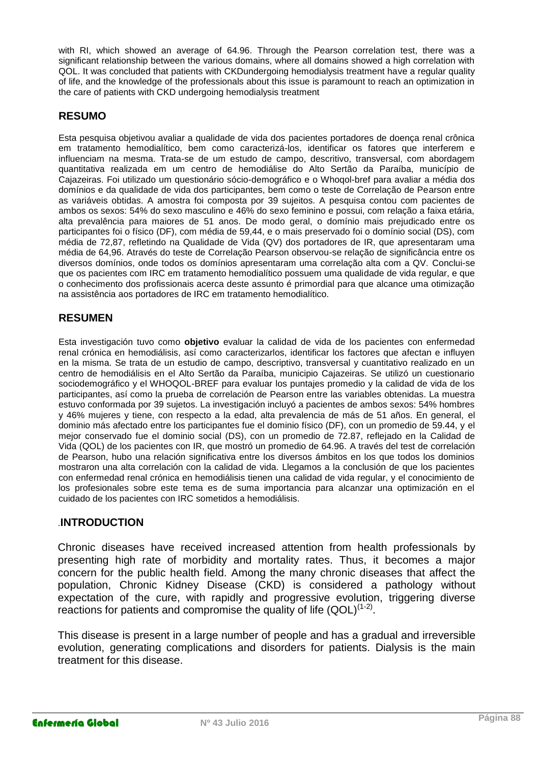with RI, which showed an average of 64.96. Through the Pearson correlation test, there was a significant relationship between the various domains, where all domains showed a high correlation with QOL. It was concluded that patients with CKDundergoing hemodialysis treatment have a regular quality of life, and the knowledge of the professionals about this issue is paramount to reach an optimization in the care of patients with CKD undergoing hemodialysis treatment

## RESUMO

Esta pesquisa objetivou avaliar a qualidade de vida dos pacientes portadores de doença renal crônica em tratamento hemodialítico, bem como caracterizá-los, identificar os fatores que interferem e influenciam na mesma. Trata-se de um estudo de campo, descritivo, transversal, com abordagem quantitativa realizada em um centro de hemodiálise do Alto Sertão da Paraíba, município de Cajazeiras. Foi utilizado um questionário sócio-demográfico e o Whoqol-bref para avaliar a média dos domínios e da qualidade de vida dos participantes, bem como o teste de Correlação de Pearson entre as variáveis obtidas. A amostra foi composta por 39 sujeitos. A pesquisa contou com pacientes de ambos os sexos: 54% do sexo masculino e 46% do sexo feminino e possui, com relação a faixa etária, alta prevalência para maiores de 51 anos. De modo geral, o domínio mais prejudicado entre os participantes foi o físico (DF), com média de 59,44, e o mais preservado foi o domínio social (DS), com média de 72,87, refletindo na Qualidade de Vida (QV) dos portadores de IR, que apresentaram uma média de 64,96. Através do teste de Correlação Pearson observou-se relação de significância entre os diversos domínios, onde todos os domínios apresentaram uma correlação alta com a QV. Conclui-se que os pacientes com IRC em tratamento hemodialítico possuem uma qualidade de vida regular, e que o conhecimento dos profissionais acerca deste assunto é primordial para que alcance uma otimização na assistência aos portadores de IRC em tratamento hemodialítico.

## RESUMEN

Esta investigación tuvo como **objetivo** evaluar la calidad de vida de los pacientes con enfermedad renal crónica en hemodiálisis, así como caracterizarlos, identificar los factores que afectan e influyen en la misma. Se trata de un estudio de campo, descriptivo, transversal y cuantitativo realizado en un centro de hemodiálisis en el Alto Sertão da Paraíba, municipio Cajazeiras. Se utilizó un cuestionario sociodemográfico y el WHOQOL-BREF para evaluar los puntajes promedio y la calidad de vida de los participantes, así como la prueba de correlación de Pearson entre las variables obtenidas. La muestra estuvo conformada por 39 sujetos. La investigación incluyó a pacientes de ambos sexos: 54% hombres y 46% mujeres y tiene, con respecto a la edad, alta prevalencia de más de 51 años. En general, el dominio más afectado entre los participantes fue el dominio físico (DF), con un promedio de 59.44, y el mejor conservado fue el dominio social (DS), con un promedio de 72.87, reflejado en la Calidad de Vida (QOL) de los pacientes con IR, que mostró un promedio de 64.96. A través del test de correlación de Pearson, hubo una relación significativa entre los diversos ámbitos en los que todos los dominios mostraron una alta correlación con la calidad de vida. Llegamos a la conclusión de que los pacientes con enfermedad renal crónica en hemodiálisis tienen una calidad de vida regular, y el conocimiento de los profesionales sobre este tema es de suma importancia para alcanzar una optimización en el cuidado de los pacientes con IRC sometidos a hemodiálisis.

## .INTRODUCTION

Chronic diseases have received increased attention from health professionals by presenting high rate of morbidity and mortality rates. Thus, it becomes a major concern for the public health field. Among the many chronic diseases that affect the population, Chronic Kidney Disease (CKD) is considered a pathology without expectation of the cure, with rapidly and progressive evolution, triggering diverse reactions for patients and compromise the quality of life (QOL)[1-2].

This disease is present in a large number of people and has a gradual and irreversible evolution, generating complications and disorders for patients. Dialysis is the main treatment for this disease.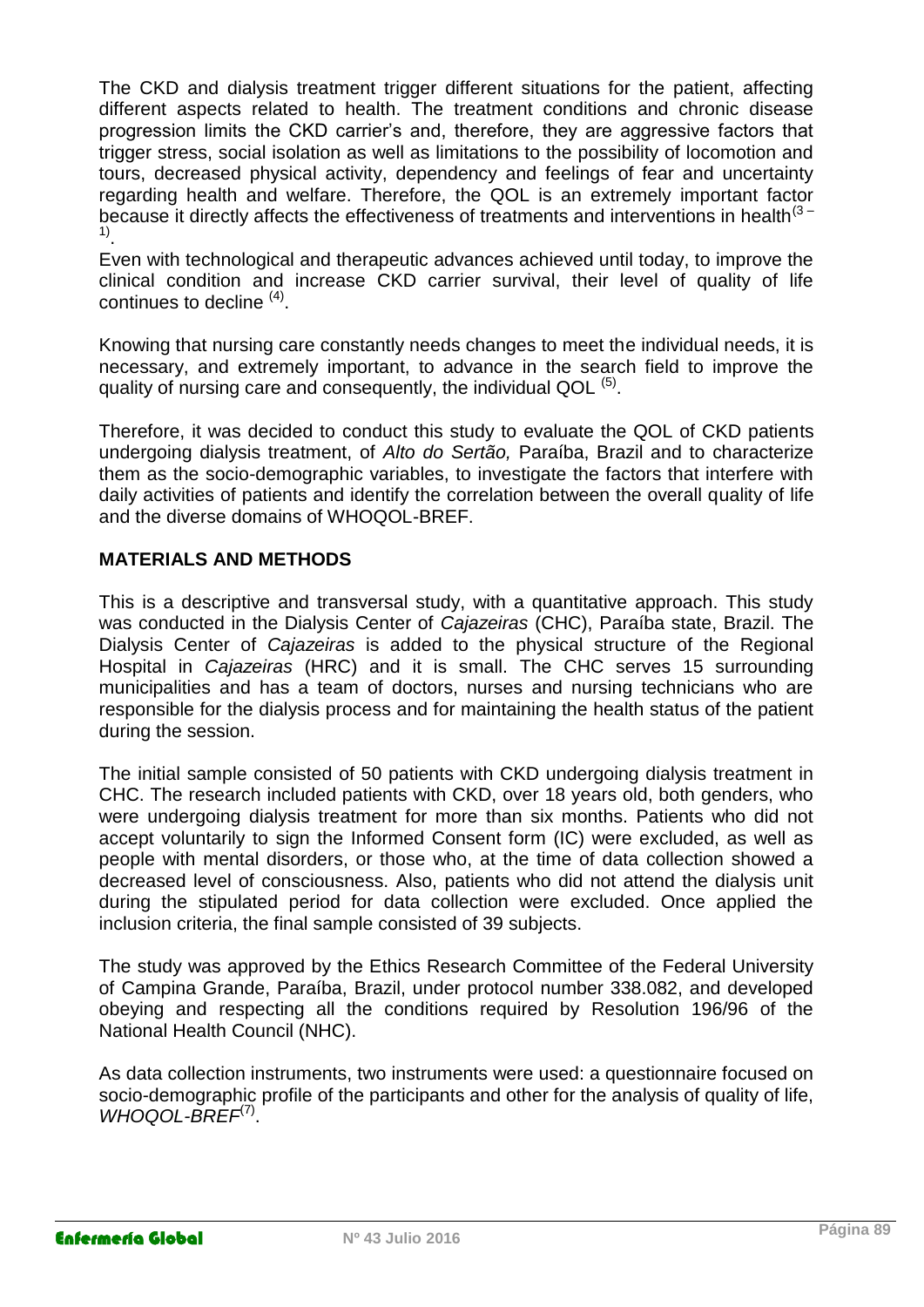The CKD and dialysis treatment trigger different situations for the patient, affecting different aspects related to health. The treatment conditions and chronic disease progression limits the CKD carrier's and, therefore, they are aggressive factors that trigger stress, social isolation as well as limitations to the possibility of locomotion and tours, decreased physical activity, dependency and feelings of fear and uncertainty regarding health and welfare. Therefore, the QOL is an extremely important factor because it directly affects the effectiveness of treatments and interventions in health[3 – 1].

Even with technological and therapeutic advances achieved until today, to improve the clinical condition and increase CKD carrier survival, their level of quality of life continues to decline [4].

Knowing that nursing care constantly needs changes to meet the individual needs, it is necessary, and extremely important, to advance in the search field to improve the quality of nursing care and consequently, the individual QOL [5].

Therefore, it was decided to conduct this study to evaluate the QOL of CKD patients undergoing dialysis treatment, of *Alto do Sertão,* Paraíba, Brazil and to characterize them as the socio-demographic variables, to investigate the factors that interfere with daily activities of patients and identify the correlation between the overall quality of life and the diverse domains of WHOQOL-BREF.

## MATERIALS AND METHODS

This is a descriptive and transversal study, with a quantitative approach. This study was conducted in the Dialysis Center of *Cajazeiras* (CHC), Paraíba state, Brazil. The Dialysis Center of *Cajazeiras* is added to the physical structure of the Regional Hospital in *Cajazeiras* (HRC) and it is small. The CHC serves 15 surrounding municipalities and has a team of doctors, nurses and nursing technicians who are responsible for the dialysis process and for maintaining the health status of the patient during the session.

The initial sample consisted of 50 patients with CKD undergoing dialysis treatment in CHC. The research included patients with CKD, over 18 years old, both genders, who were undergoing dialysis treatment for more than six months. Patients who did not accept voluntarily to sign the Informed Consent form (IC) were excluded, as well as people with mental disorders, or those who, at the time of data collection showed a decreased level of consciousness. Also, patients who did not attend the dialysis unit during the stipulated period for data collection were excluded. Once applied the inclusion criteria, the final sample consisted of 39 subjects.

The study was approved by the Ethics Research Committee of the Federal University of Campina Grande, Paraíba, Brazil, under protocol number 338.082, and developed obeying and respecting all the conditions required by Resolution 196/96 of the National Health Council (NHC).

As data collection instruments, two instruments were used: a questionnaire focused on socio-demographic profile of the participants and other for the analysis of quality of life, *WHOQOL-BREF*[7].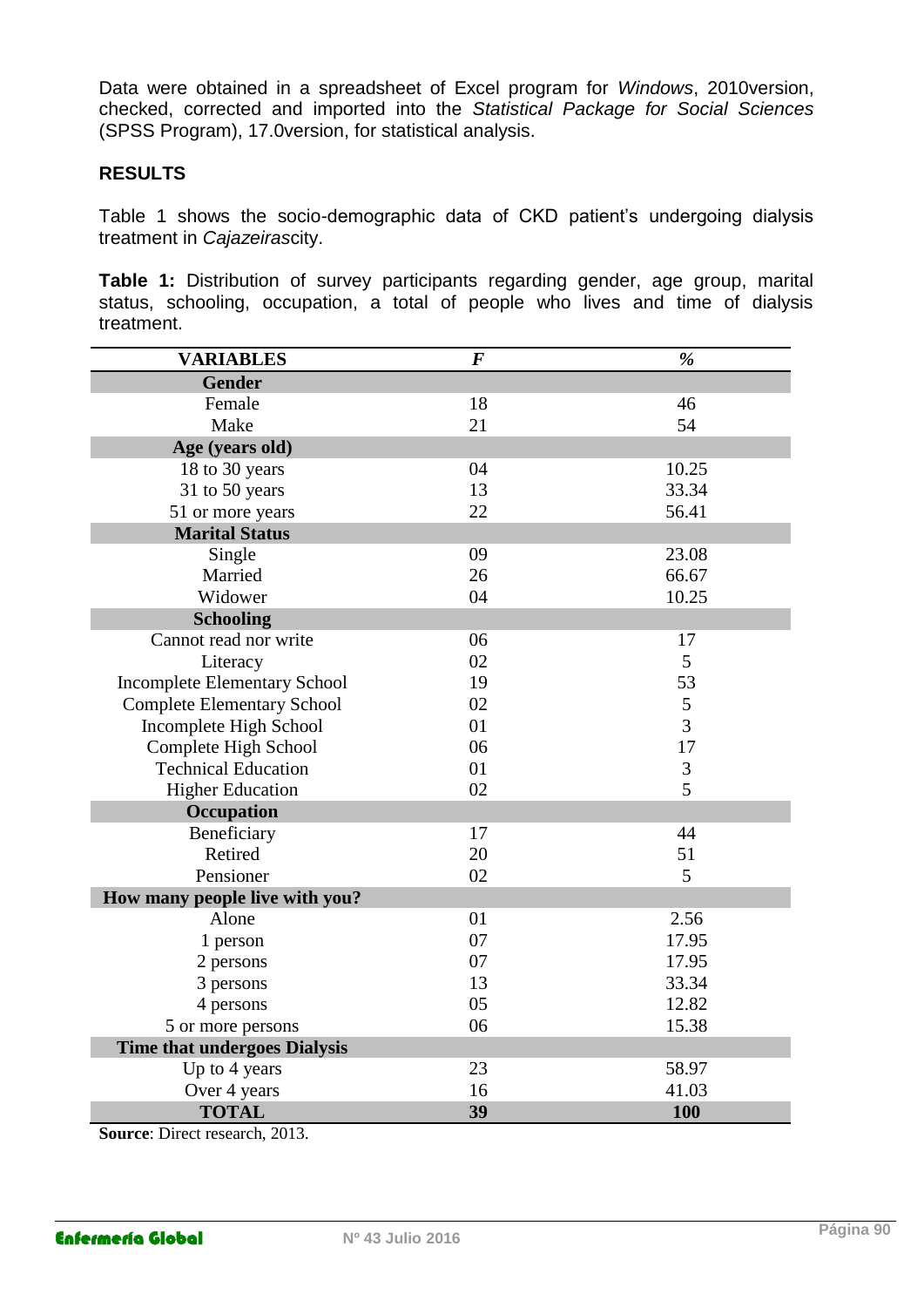Data were obtained in a spreadsheet of Excel program for *Windows*, 2010version, checked, corrected and imported into the *Statistical Package for Social Sciences* (SPSS Program), 17.0version, for statistical analysis.

## RESULTS

Table 1 shows the socio-demographic data of CKD patient's undergoing dialysis treatment in *Cajazeiras*city.

**Table 1:** Distribution of survey participants regarding gender, age group, marital status, schooling, occupation, a total of people who lives and time of dialysis treatment.

| VARIABLES | *F* | *%* |
|---|---|---|
| **Gender** | | |
| Female | 18 | 46 |
| Make | 21 | 54 |
| **Age (years old)** | | |
| 18 to 30 years | 04 | 10.25 |
| 31 to 50 years | 13 | 33.34 |
| 51 or more years | 22 | 56.41 |
| **Marital Status** | | |
| Single | 09 | 23.08 |
| Married | 26 | 66.67 |
| Widower | 04 | 10.25 |
| **Schooling** | | |
| Cannot read nor write | 06 | 17 |
| Literacy | 02 | 5 |
| Incomplete Elementary School | 19 | 53 |
| Complete Elementary School | 02 | 5 |
| Incomplete High School | 01 | 3 |
| Complete High School | 06 | 17 |
| Technical Education | 01 | 3 |
| Higher Education | 02 | 5 |
| **Occupation** | | |
| Beneficiary | 17 | 44 |
| Retired | 20 | 51 |
| Pensioner | 02 | 5 |
| **How many people live with you?** | | |
| Alone | 01 | 2.56 |
| 1 person | 07 | 17.95 |
| 2 persons | 07 | 17.95 |
| 3 persons | 13 | 33.34 |
| 4 persons | 05 | 12.82 |
| 5 or more persons | 06 | 15.38 |
| **Time that undergoes Dialysis** | | |
| Up to 4 years | 23 | 58.97 |
| Over 4 years | 16 | 41.03 |
| **TOTAL** | **39** | **100** |

**Source**: Direct research, 2013.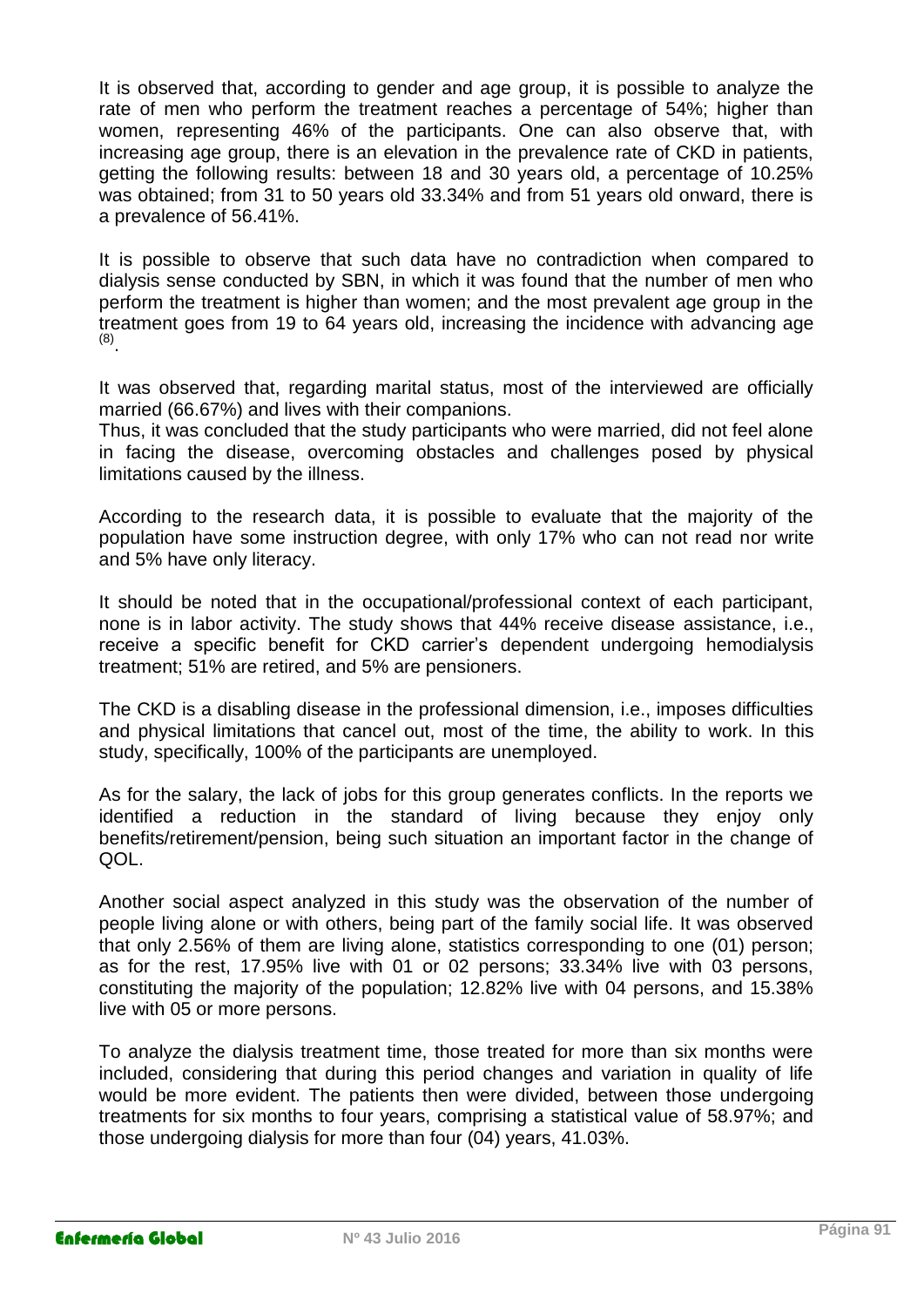It is observed that, according to gender and age group, it is possible to analyze the rate of men who perform the treatment reaches a percentage of 54%; higher than women, representing 46% of the participants. One can also observe that, with increasing age group, there is an elevation in the prevalence rate of CKD in patients, getting the following results: between 18 and 30 years old, a percentage of 10.25% was obtained; from 31 to 50 years old 33.34% and from 51 years old onward, there is a prevalence of 56.41%.

It is possible to observe that such data have no contradiction when compared to dialysis sense conducted by SBN, in which it was found that the number of men who perform the treatment is higher than women; and the most prevalent age group in the treatment goes from 19 to 64 years old, increasing the incidence with advancing age [8].

It was observed that, regarding marital status, most of the interviewed are officially married (66.67%) and lives with their companions.

Thus, it was concluded that the study participants who were married, did not feel alone in facing the disease, overcoming obstacles and challenges posed by physical limitations caused by the illness.

According to the research data, it is possible to evaluate that the majority of the population have some instruction degree, with only 17% who can not read nor write and 5% have only literacy.

It should be noted that in the occupational/professional context of each participant, none is in labor activity. The study shows that 44% receive disease assistance, i.e., receive a specific benefit for CKD carrier's dependent undergoing hemodialysis treatment; 51% are retired, and 5% are pensioners.

The CKD is a disabling disease in the professional dimension, i.e., imposes difficulties and physical limitations that cancel out, most of the time, the ability to work. In this study, specifically, 100% of the participants are unemployed.

As for the salary, the lack of jobs for this group generates conflicts. In the reports we identified a reduction in the standard of living because they enjoy only benefits/retirement/pension, being such situation an important factor in the change of QOL.

Another social aspect analyzed in this study was the observation of the number of people living alone or with others, being part of the family social life. It was observed that only 2.56% of them are living alone, statistics corresponding to one (01) person; as for the rest, 17.95% live with 01 or 02 persons; 33.34% live with 03 persons, constituting the majority of the population; 12.82% live with 04 persons, and 15.38% live with 05 or more persons.

To analyze the dialysis treatment time, those treated for more than six months were included, considering that during this period changes and variation in quality of life would be more evident. The patients then were divided, between those undergoing treatments for six months to four years, comprising a statistical value of 58.97%; and those undergoing dialysis for more than four (04) years, 41.03%.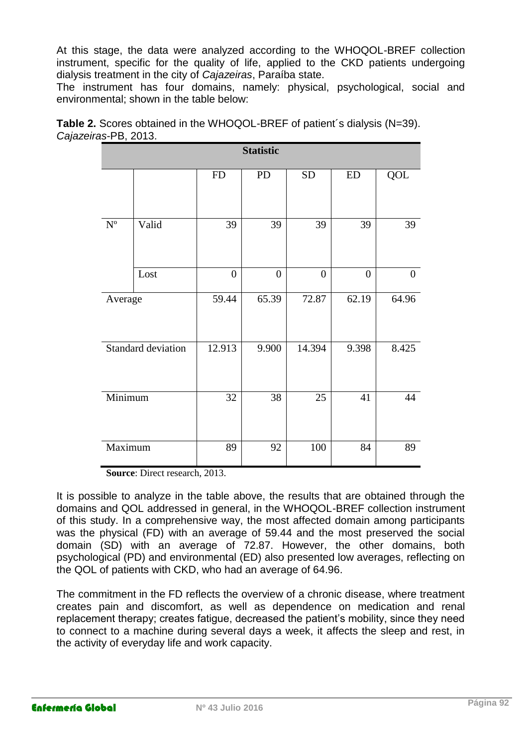At this stage, the data were analyzed according to the WHOQOL-BREF collection instrument, specific for the quality of life, applied to the CKD patients undergoing dialysis treatment in the city of *Cajazeiras*, Paraíba state.

The instrument has four domains, namely: physical, psychological, social and environmental; shown in the table below:

**Table 2.** Scores obtained in the WHOQOL-BREF of patient´s dialysis (N=39). *Cajazeiras*-PB, 2013.

| Statistic | | | | | | |
|---|---|---|---|---|---|---|
| | | FD | PD | SD | ED | QOL |
| Nº | Valid | 39 | 39 | 39 | 39 | 39 |
| | Lost | 0 | 0 | 0 | 0 | 0 |
| Average | | 59.44 | 65.39 | 72.87 | 62.19 | 64.96 |
| Standard deviation | | 12.913 | 9.900 | 14.394 | 9.398 | 8.425 |
| Minimum | | 32 | 38 | 25 | 41 | 44 |
| Maximum | | 89 | 92 | 100 | 84 | 89 |

**Source**: Direct research, 2013.

It is possible to analyze in the table above, the results that are obtained through the domains and QOL addressed in general, in the WHOQOL-BREF collection instrument of this study. In a comprehensive way, the most affected domain among participants was the physical (FD) with an average of 59.44 and the most preserved the social domain (SD) with an average of 72.87. However, the other domains, both psychological (PD) and environmental (ED) also presented low averages, reflecting on the QOL of patients with CKD, who had an average of 64.96.

The commitment in the FD reflects the overview of a chronic disease, where treatment creates pain and discomfort, as well as dependence on medication and renal replacement therapy; creates fatigue, decreased the patient's mobility, since they need to connect to a machine during several days a week, it affects the sleep and rest, in the activity of everyday life and work capacity.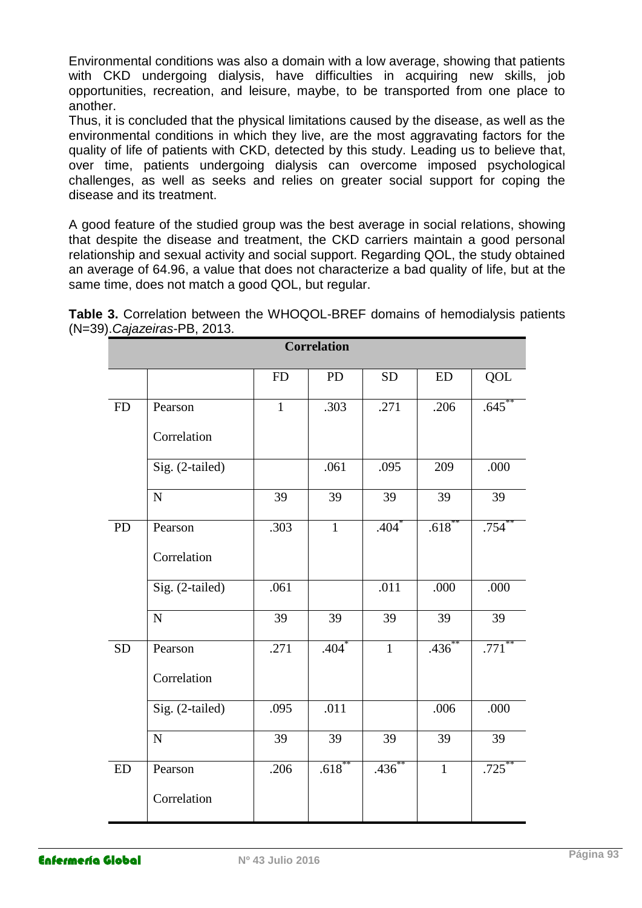Environmental conditions was also a domain with a low average, showing that patients with CKD undergoing dialysis, have difficulties in acquiring new skills, job opportunities, recreation, and leisure, maybe, to be transported from one place to another.

Thus, it is concluded that the physical limitations caused by the disease, as well as the environmental conditions in which they live, are the most aggravating factors for the quality of life of patients with CKD, detected by this study. Leading us to believe that, over time, patients undergoing dialysis can overcome imposed psychological challenges, as well as seeks and relies on greater social support for coping the disease and its treatment.

A good feature of the studied group was the best average in social relations, showing that despite the disease and treatment, the CKD carriers maintain a good personal relationship and sexual activity and social support. Regarding QOL, the study obtained an average of 64.96, a value that does not characterize a bad quality of life, but at the same time, does not match a good QOL, but regular.

**Table 3.** Correlation between the WHOQOL-BREF domains of hemodialysis patients (N=39).*Cajazeiras*-PB, 2013.

| Correlation | | | | | | |
|---|---|---|---|---|---|---|
| | | FD | PD | SD | ED | QOL |
| FD | Pearson Correlation | 1 | .303 | .271 | .206 | .645** |
| | Sig. (2-tailed) | | .061 | .095 | 209 | .000 |
| | N | 39 | 39 | 39 | 39 | 39 |
| PD | Pearson Correlation | .303 | 1 | .404* | .618** | .754** |
| | Sig. (2-tailed) | .061 | | .011 | .000 | .000 |
| | N | 39 | 39 | 39 | 39 | 39 |
| SD | Pearson Correlation | .271 | .404* | 1 | .436** | .771** |
| | Sig. (2-tailed) | .095 | .011 | | .006 | .000 |
| | N | 39 | 39 | 39 | 39 | 39 |
| ED | Pearson Correlation | .206 | .618** | .436** | 1 | .725** |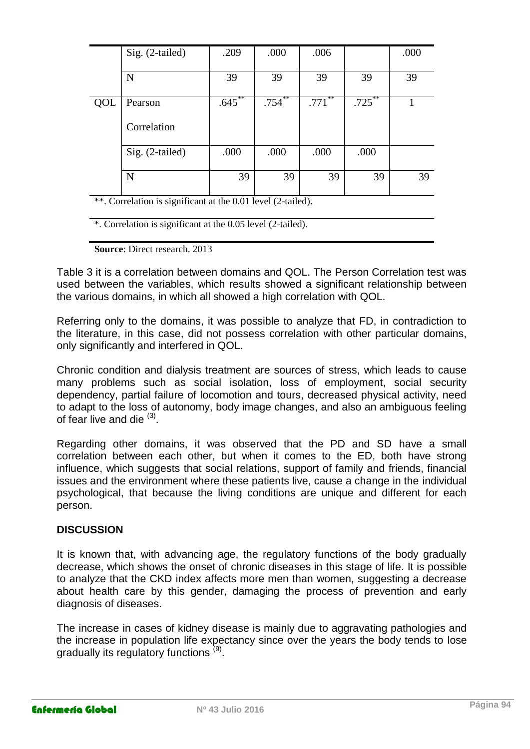| | | | | | | |
|---|---|---|---|---|---|---|
| | Sig. (2-tailed) | .209 | .000 | .006 | | .000 |
| | N | 39 | 39 | 39 | 39 | 39 |
| QOL | Pearson Correlation | .645** | .754** | .771** | .725** | 1 |
| | Sig. (2-tailed) | .000 | .000 | .000 | .000 | |
| | N | 39 | 39 | 39 | 39 | 39 |

**. Correlation is significant at the 0.01 level (2-tailed).

*. Correlation is significant at the 0.05 level (2-tailed).

**Source**: Direct research. 2013

Table 3 it is a correlation between domains and QOL. The Person Correlation test was used between the variables, which results showed a significant relationship between the various domains, in which all showed a high correlation with QOL.

Referring only to the domains, it was possible to analyze that FD, in contradiction to the literature, in this case, did not possess correlation with other particular domains, only significantly and interfered in QOL.

Chronic condition and dialysis treatment are sources of stress, which leads to cause many problems such as social isolation, loss of employment, social security dependency, partial failure of locomotion and tours, decreased physical activity, need to adapt to the loss of autonomy, body image changes, and also an ambiguous feeling of fear live and die [3].

Regarding other domains, it was observed that the PD and SD have a small correlation between each other, but when it comes to the ED, both have strong influence, which suggests that social relations, support of family and friends, financial issues and the environment where these patients live, cause a change in the individual psychological, that because the living conditions are unique and different for each person.

## DISCUSSION

It is known that, with advancing age, the regulatory functions of the body gradually decrease, which shows the onset of chronic diseases in this stage of life. It is possible to analyze that the CKD index affects more men than women, suggesting a decrease about health care by this gender, damaging the process of prevention and early diagnosis of diseases.

The increase in cases of kidney disease is mainly due to aggravating pathologies and the increase in population life expectancy since over the years the body tends to lose gradually its regulatory functions [9].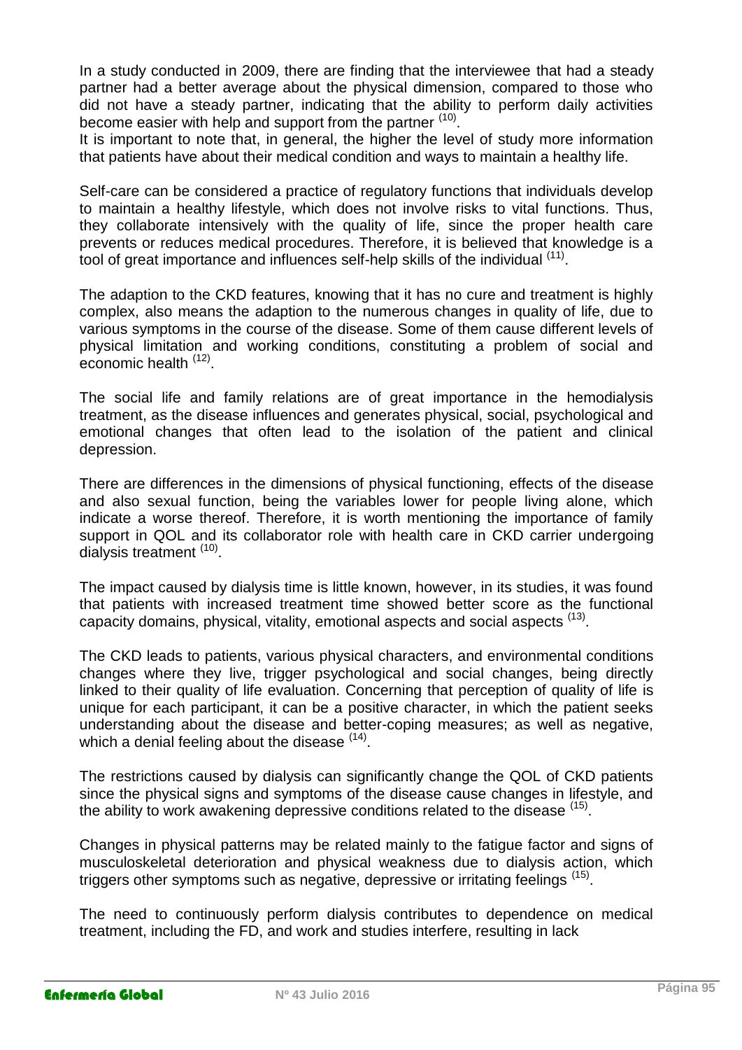In a study conducted in 2009, there are finding that the interviewee that had a steady partner had a better average about the physical dimension, compared to those who did not have a steady partner, indicating that the ability to perform daily activities become easier with help and support from the partner [10].
It is important to note that, in general, the higher the level of study more information that patients have about their medical condition and ways to maintain a healthy life.

Self-care can be considered a practice of regulatory functions that individuals develop to maintain a healthy lifestyle, which does not involve risks to vital functions. Thus, they collaborate intensively with the quality of life, since the proper health care prevents or reduces medical procedures. Therefore, it is believed that knowledge is a tool of great importance and influences self-help skills of the individual [11].

The adaption to the CKD features, knowing that it has no cure and treatment is highly complex, also means the adaption to the numerous changes in quality of life, due to various symptoms in the course of the disease. Some of them cause different levels of physical limitation and working conditions, constituting a problem of social and economic health [12].

The social life and family relations are of great importance in the hemodialysis treatment, as the disease influences and generates physical, social, psychological and emotional changes that often lead to the isolation of the patient and clinical depression.

There are differences in the dimensions of physical functioning, effects of the disease and also sexual function, being the variables lower for people living alone, which indicate a worse thereof. Therefore, it is worth mentioning the importance of family support in QOL and its collaborator role with health care in CKD carrier undergoing dialysis treatment [10].

The impact caused by dialysis time is little known, however, in its studies, it was found that patients with increased treatment time showed better score as the functional capacity domains, physical, vitality, emotional aspects and social aspects [13].

The CKD leads to patients, various physical characters, and environmental conditions changes where they live, trigger psychological and social changes, being directly linked to their quality of life evaluation. Concerning that perception of quality of life is unique for each participant, it can be a positive character, in which the patient seeks understanding about the disease and better-coping measures; as well as negative, which a denial feeling about the disease [14].

The restrictions caused by dialysis can significantly change the QOL of CKD patients since the physical signs and symptoms of the disease cause changes in lifestyle, and the ability to work awakening depressive conditions related to the disease [15].

Changes in physical patterns may be related mainly to the fatigue factor and signs of musculoskeletal deterioration and physical weakness due to dialysis action, which triggers other symptoms such as negative, depressive or irritating feelings [15].

The need to continuously perform dialysis contributes to dependence on medical treatment, including the FD, and work and studies interfere, resulting in lack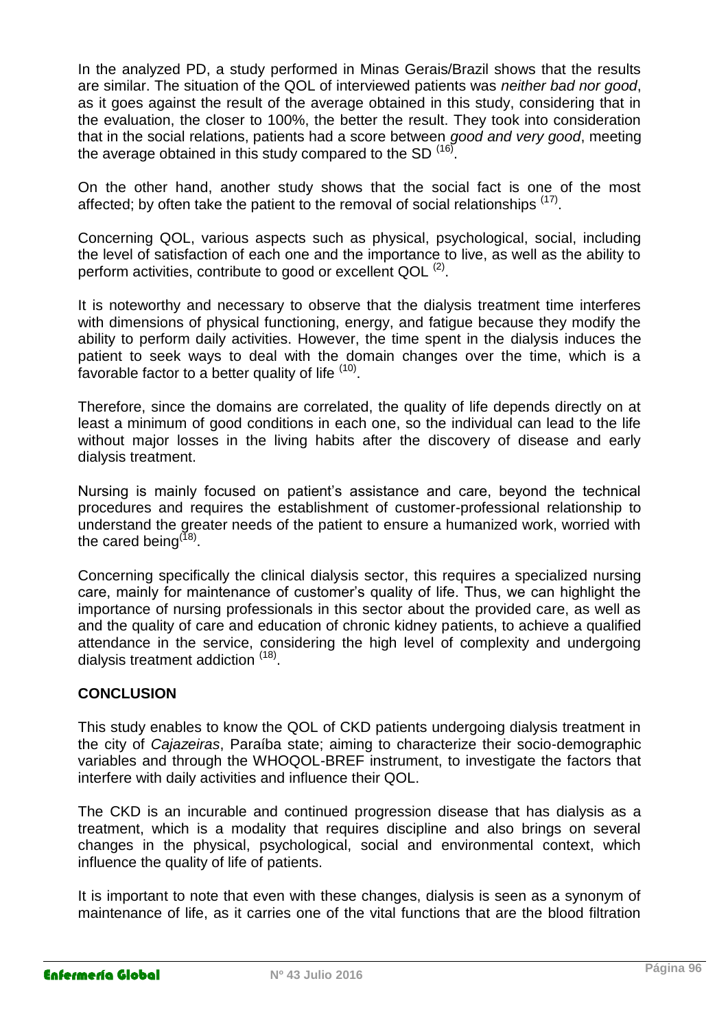In the analyzed PD, a study performed in Minas Gerais/Brazil shows that the results are similar. The situation of the QOL of interviewed patients was *neither bad nor good*, as it goes against the result of the average obtained in this study, considering that in the evaluation, the closer to 100%, the better the result. They took into consideration that in the social relations, patients had a score between *good and very good*, meeting the average obtained in this study compared to the SD [16].

On the other hand, another study shows that the social fact is one of the most affected; by often take the patient to the removal of social relationships [17].

Concerning QOL, various aspects such as physical, psychological, social, including the level of satisfaction of each one and the importance to live, as well as the ability to perform activities, contribute to good or excellent QOL [2].

It is noteworthy and necessary to observe that the dialysis treatment time interferes with dimensions of physical functioning, energy, and fatigue because they modify the ability to perform daily activities. However, the time spent in the dialysis induces the patient to seek ways to deal with the domain changes over the time, which is a favorable factor to a better quality of life [10].

Therefore, since the domains are correlated, the quality of life depends directly on at least a minimum of good conditions in each one, so the individual can lead to the life without major losses in the living habits after the discovery of disease and early dialysis treatment.

Nursing is mainly focused on patient's assistance and care, beyond the technical procedures and requires the establishment of customer-professional relationship to understand the greater needs of the patient to ensure a humanized work, worried with the cared being[18].

Concerning specifically the clinical dialysis sector, this requires a specialized nursing care, mainly for maintenance of customer's quality of life. Thus, we can highlight the importance of nursing professionals in this sector about the provided care, as well as and the quality of care and education of chronic kidney patients, to achieve a qualified attendance in the service, considering the high level of complexity and undergoing dialysis treatment addiction [18].

## CONCLUSION

This study enables to know the QOL of CKD patients undergoing dialysis treatment in the city of *Cajazeiras*, Paraíba state; aiming to characterize their socio-demographic variables and through the WHOQOL-BREF instrument, to investigate the factors that interfere with daily activities and influence their QOL.

The CKD is an incurable and continued progression disease that has dialysis as a treatment, which is a modality that requires discipline and also brings on several changes in the physical, psychological, social and environmental context, which influence the quality of life of patients.

It is important to note that even with these changes, dialysis is seen as a synonym of maintenance of life, as it carries one of the vital functions that are the blood filtration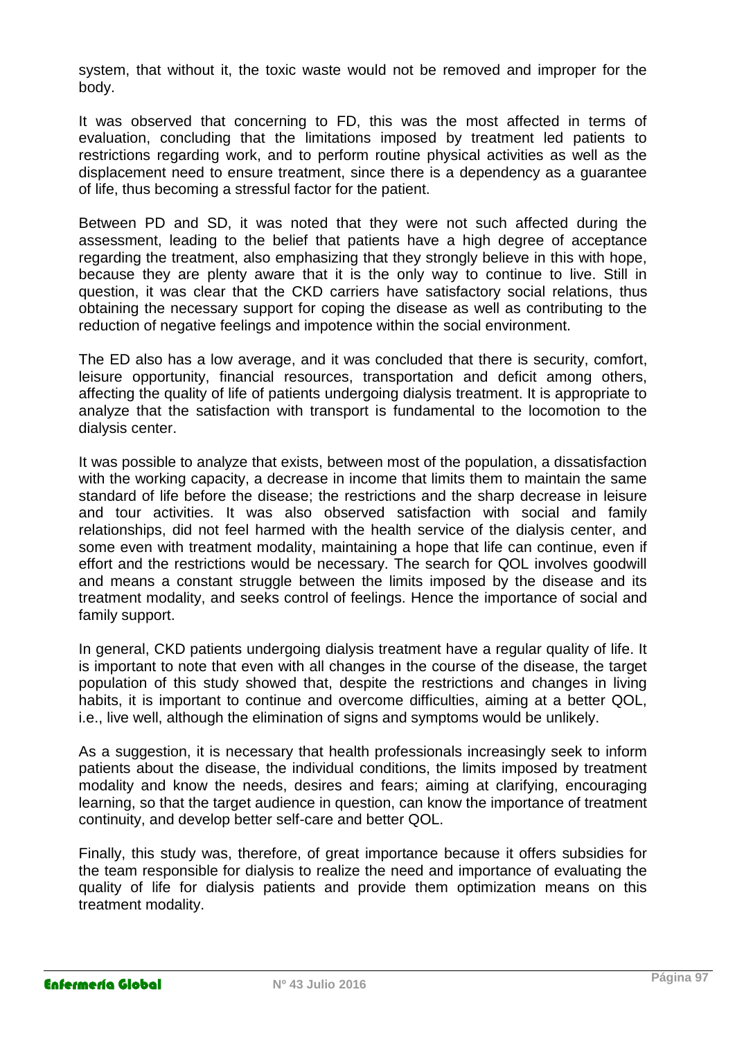system, that without it, the toxic waste would not be removed and improper for the body.

It was observed that concerning to FD, this was the most affected in terms of evaluation, concluding that the limitations imposed by treatment led patients to restrictions regarding work, and to perform routine physical activities as well as the displacement need to ensure treatment, since there is a dependency as a guarantee of life, thus becoming a stressful factor for the patient.

Between PD and SD, it was noted that they were not such affected during the assessment, leading to the belief that patients have a high degree of acceptance regarding the treatment, also emphasizing that they strongly believe in this with hope, because they are plenty aware that it is the only way to continue to live. Still in question, it was clear that the CKD carriers have satisfactory social relations, thus obtaining the necessary support for coping the disease as well as contributing to the reduction of negative feelings and impotence within the social environment.

The ED also has a low average, and it was concluded that there is security, comfort, leisure opportunity, financial resources, transportation and deficit among others, affecting the quality of life of patients undergoing dialysis treatment. It is appropriate to analyze that the satisfaction with transport is fundamental to the locomotion to the dialysis center.

It was possible to analyze that exists, between most of the population, a dissatisfaction with the working capacity, a decrease in income that limits them to maintain the same standard of life before the disease; the restrictions and the sharp decrease in leisure and tour activities. It was also observed satisfaction with social and family relationships, did not feel harmed with the health service of the dialysis center, and some even with treatment modality, maintaining a hope that life can continue, even if effort and the restrictions would be necessary. The search for QOL involves goodwill and means a constant struggle between the limits imposed by the disease and its treatment modality, and seeks control of feelings. Hence the importance of social and family support.

In general, CKD patients undergoing dialysis treatment have a regular quality of life. It is important to note that even with all changes in the course of the disease, the target population of this study showed that, despite the restrictions and changes in living habits, it is important to continue and overcome difficulties, aiming at a better QOL, i.e., live well, although the elimination of signs and symptoms would be unlikely.

As a suggestion, it is necessary that health professionals increasingly seek to inform patients about the disease, the individual conditions, the limits imposed by treatment modality and know the needs, desires and fears; aiming at clarifying, encouraging learning, so that the target audience in question, can know the importance of treatment continuity, and develop better self-care and better QOL.

Finally, this study was, therefore, of great importance because it offers subsidies for the team responsible for dialysis to realize the need and importance of evaluating the quality of life for dialysis patients and provide them optimization means on this treatment modality.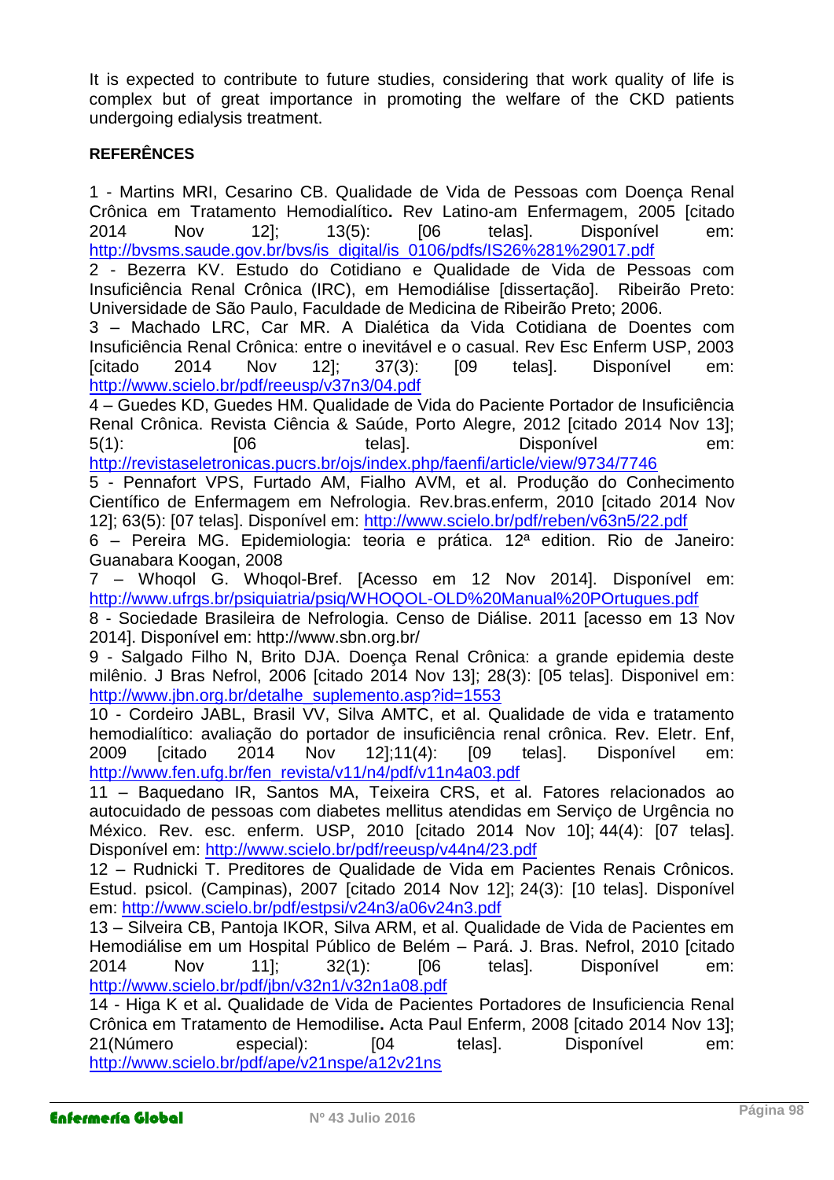It is expected to contribute to future studies, considering that work quality of life is complex but of great importance in promoting the welfare of the CKD patients undergoing edialysis treatment.

**REFERÊNCES**

1 - Martins MRI, Cesarino CB. Qualidade de Vida de Pessoas com Doença Renal Crônica em Tratamento Hemodialítico**.** Rev Latino-am Enfermagem, 2005 [citado 2014 Nov 12]; 13(5): [06 telas]. Disponível em: http://bvsms.saude.gov.br/bvs/is_digital/is_0106/pdfs/IS26%281%29017.pdf

2 - Bezerra KV. Estudo do Cotidiano e Qualidade de Vida de Pessoas com Insuficiência Renal Crônica (IRC), em Hemodiálise [dissertação]. Ribeirão Preto: Universidade de São Paulo, Faculdade de Medicina de Ribeirão Preto; 2006.

3 – Machado LRC, Car MR. A Dialética da Vida Cotidiana de Doentes com Insuficiência Renal Crônica: entre o inevitável e o casual. Rev Esc Enferm USP, 2003 [citado 2014 Nov 12]; 37(3): [09 telas]. Disponível em: http://www.scielo.br/pdf/reeusp/v37n3/04.pdf

4 – Guedes KD, Guedes HM. Qualidade de Vida do Paciente Portador de Insuficiência Renal Crônica. Revista Ciência & Saúde, Porto Alegre, 2012 [citado 2014 Nov 13]; 5(1): [06 telas]. Disponível em: http://revistaseletronicas.pucrs.br/ojs/index.php/faenfi/article/view/9734/7746

5 - Pennafort VPS, Furtado AM, Fialho AVM, et al. Produção do Conhecimento Científico de Enfermagem em Nefrologia. Rev.bras.enferm, 2010 [citado 2014 Nov 12]; 63(5): [07 telas]. Disponível em: http://www.scielo.br/pdf/reben/v63n5/22.pdf

6 – Pereira MG. Epidemiologia: teoria e prática. 12ª edition. Rio de Janeiro: Guanabara Koogan, 2008

7 – Whoqol G. Whoqol-Bref. [Acesso em 12 Nov 2014]. Disponível em: http://www.ufrgs.br/psiquiatria/psiq/WHOQOL-OLD%20Manual%20POrtugues.pdf

8 - Sociedade Brasileira de Nefrologia. Censo de Diálise. 2011 [acesso em 13 Nov 2014]. Disponível em: http://www.sbn.org.br/

9 - Salgado Filho N, Brito DJA. Doença Renal Crônica: a grande epidemia deste milênio. J Bras Nefrol, 2006 [citado 2014 Nov 13]; 28(3): [05 telas]. Disponivel em: http://www.jbn.org.br/detalhe_suplemento.asp?id=1553

10 - Cordeiro JABL, Brasil VV, Silva AMTC, et al. Qualidade de vida e tratamento hemodialítico: avaliação do portador de insuficiência renal crônica. Rev. Eletr. Enf, 2009 [citado 2014 Nov 12];11(4): [09 telas]. Disponível em: http://www.fen.ufg.br/fen_revista/v11/n4/pdf/v11n4a03.pdf

11 – Baquedano IR, Santos MA, Teixeira CRS, et al. Fatores relacionados ao autocuidado de pessoas com diabetes mellitus atendidas em Serviço de Urgência no México. Rev. esc. enferm. USP, 2010 [citado 2014 Nov 10]; 44(4): [07 telas]. Disponível em: http://www.scielo.br/pdf/reeusp/v44n4/23.pdf

12 – Rudnicki T. Preditores de Qualidade de Vida em Pacientes Renais Crônicos. Estud. psicol. (Campinas), 2007 [citado 2014 Nov 12]; 24(3): [10 telas]. Disponível em: http://www.scielo.br/pdf/estpsi/v24n3/a06v24n3.pdf

13 – Silveira CB, Pantoja IKOR, Silva ARM, et al. Qualidade de Vida de Pacientes em Hemodiálise em um Hospital Público de Belém – Pará. J. Bras. Nefrol, 2010 [citado 2014 Nov 11]; 32(1): [06 telas]. Disponível em: http://www.scielo.br/pdf/jbn/v32n1/v32n1a08.pdf

14 - Higa K et al**.** Qualidade de Vida de Pacientes Portadores de Insuficiencia Renal Crônica em Tratamento de Hemodilise**.** Acta Paul Enferm, 2008 [citado 2014 Nov 13]; 21(Número especial): [04 telas]. Disponível em: http://www.scielo.br/pdf/ape/v21nspe/a12v21ns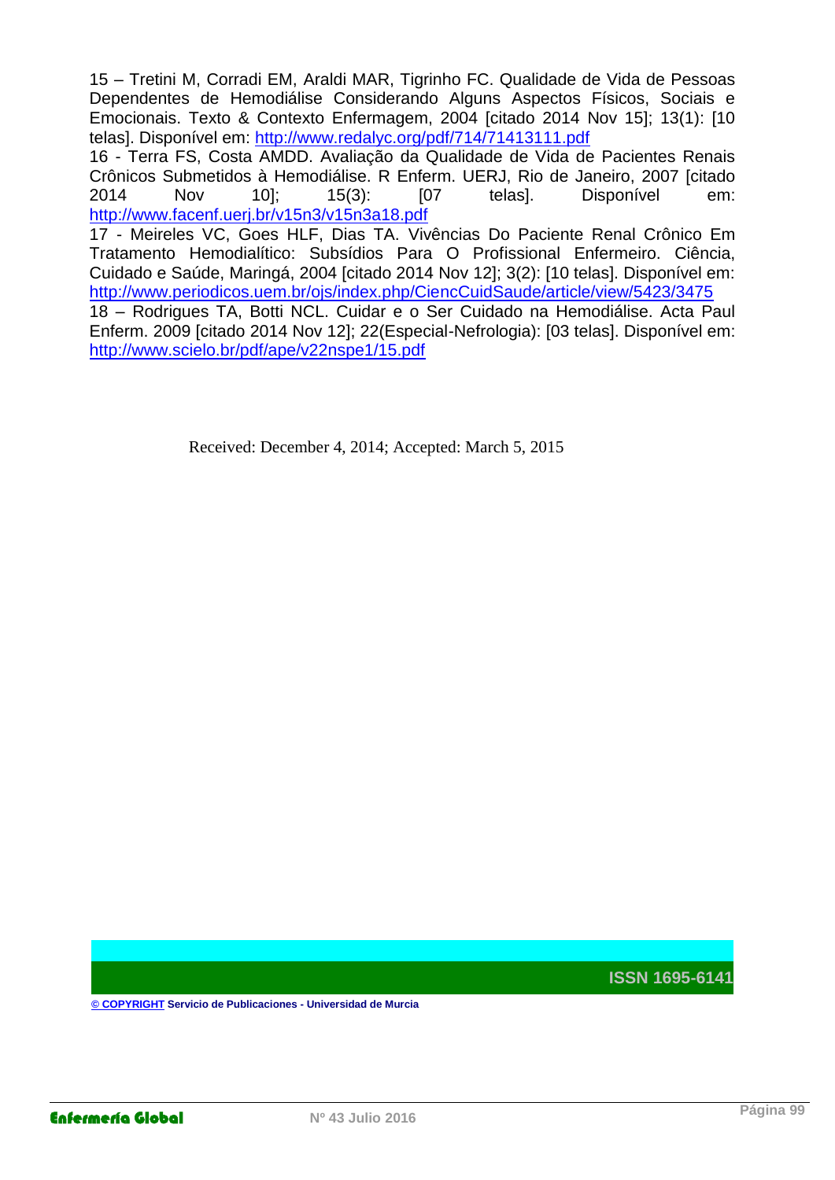15 – Tretini M, Corradi EM, Araldi MAR, Tigrinho FC. Qualidade de Vida de Pessoas Dependentes de Hemodiálise Considerando Alguns Aspectos Físicos, Sociais e Emocionais. Texto & Contexto Enfermagem, 2004 [citado 2014 Nov 15]; 13(1): [10 telas]. Disponível em: http://www.redalyc.org/pdf/714/71413111.pdf

16 - Terra FS, Costa AMDD. Avaliação da Qualidade de Vida de Pacientes Renais Crônicos Submetidos à Hemodiálise. R Enferm. UERJ, Rio de Janeiro, 2007 [citado 2014 Nov 10]; 15(3): [07 telas]. Disponível em: http://www.facenf.uerj.br/v15n3/v15n3a18.pdf

17 - Meireles VC, Goes HLF, Dias TA. Vivências Do Paciente Renal Crônico Em Tratamento Hemodialítico: Subsídios Para O Profissional Enfermeiro. Ciência, Cuidado e Saúde, Maringá, 2004 [citado 2014 Nov 12]; 3(2): [10 telas]. Disponível em: http://www.periodicos.uem.br/ojs/index.php/CiencCuidSaude/article/view/5423/3475

18 – Rodrigues TA, Botti NCL. Cuidar e o Ser Cuidado na Hemodiálise. Acta Paul Enferm. 2009 [citado 2014 Nov 12]; 22(Especial-Nefrologia): [03 telas]. Disponível em: http://www.scielo.br/pdf/ape/v22nspe1/15.pdf

Received: December 4, 2014; Accepted: March 5, 2015

ISSN 1695-6141

© COPYRIGHT Servicio de Publicaciones - Universidad de Murcia